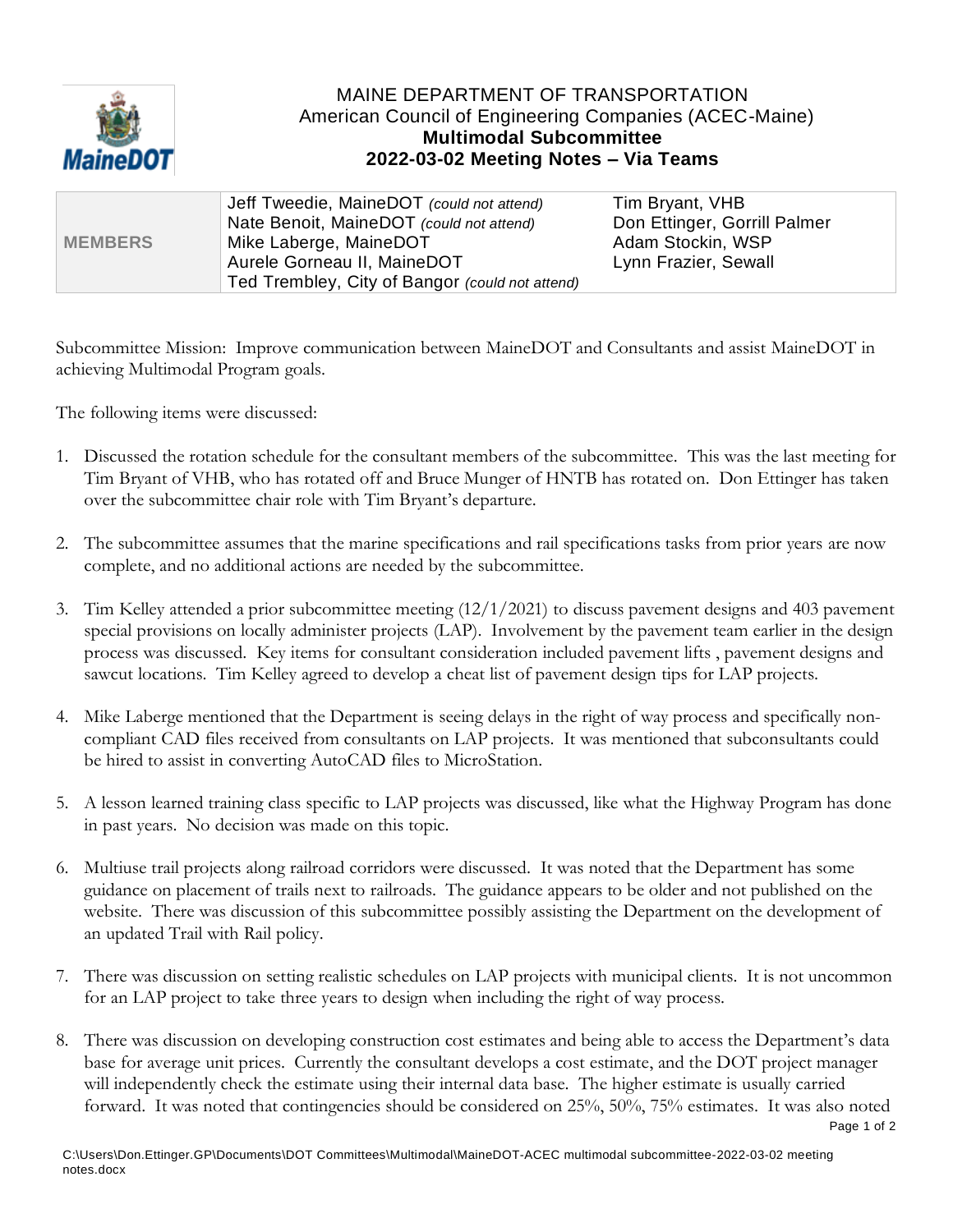# MAINE DEPARTMENT OF TRANSPORTATION
## American Council of Engineering Companies (ACEC-Maine)
## **Multimodal Subcommittee**
## **2022-03-02 Meeting Notes – Via Teams**

| **MEMBERS** | Jeff Tweedie, MaineDOT *(could not attend)*<br>Nate Benoit, MaineDOT *(could not attend)*<br>Mike Laberge, MaineDOT<br>Aurele Gorneau II, MaineDOT<br>Ted Trembley, City of Bangor *(could not attend)* | Tim Bryant, VHB<br>Don Ettinger, Gorrill Palmer<br>Adam Stockin, WSP<br>Lynn Frazier, Sewall |
|---|---|---|

Subcommittee Mission: Improve communication between MaineDOT and Consultants and assist MaineDOT in achieving Multimodal Program goals.

The following items were discussed:

1. Discussed the rotation schedule for the consultant members of the subcommittee. This was the last meeting for Tim Bryant of VHB, who has rotated off and Bruce Munger of HNTB has rotated on. Don Ettinger has taken over the subcommittee chair role with Tim Bryant's departure.

2. The subcommittee assumes that the marine specifications and rail specifications tasks from prior years are now complete, and no additional actions are needed by the subcommittee.

3. Tim Kelley attended a prior subcommittee meeting (12/1/2021) to discuss pavement designs and 403 pavement special provisions on locally administer projects (LAP). Involvement by the pavement team earlier in the design process was discussed. Key items for consultant consideration included pavement lifts , pavement designs and sawcut locations. Tim Kelley agreed to develop a cheat list of pavement design tips for LAP projects.

4. Mike Laberge mentioned that the Department is seeing delays in the right of way process and specifically non-compliant CAD files received from consultants on LAP projects. It was mentioned that subconsultants could be hired to assist in converting AutoCAD files to MicroStation.

5. A lesson learned training class specific to LAP projects was discussed, like what the Highway Program has done in past years. No decision was made on this topic.

6. Multiuse trail projects along railroad corridors were discussed. It was noted that the Department has some guidance on placement of trails next to railroads. The guidance appears to be older and not published on the website. There was discussion of this subcommittee possibly assisting the Department on the development of an updated Trail with Rail policy.

7. There was discussion on setting realistic schedules on LAP projects with municipal clients. It is not uncommon for an LAP project to take three years to design when including the right of way process.

8. There was discussion on developing construction cost estimates and being able to access the Department's data base for average unit prices. Currently the consultant develops a cost estimate, and the DOT project manager will independently check the estimate using their internal data base. The higher estimate is usually carried forward. It was noted that contingencies should be considered on 25%, 50%, 75% estimates. It was also noted

C:\Users\Don.Ettinger.GP\Documents\DOT Committees\Multimodal\MaineDOT-ACEC multimodal subcommittee-2022-03-02 meeting notes.docx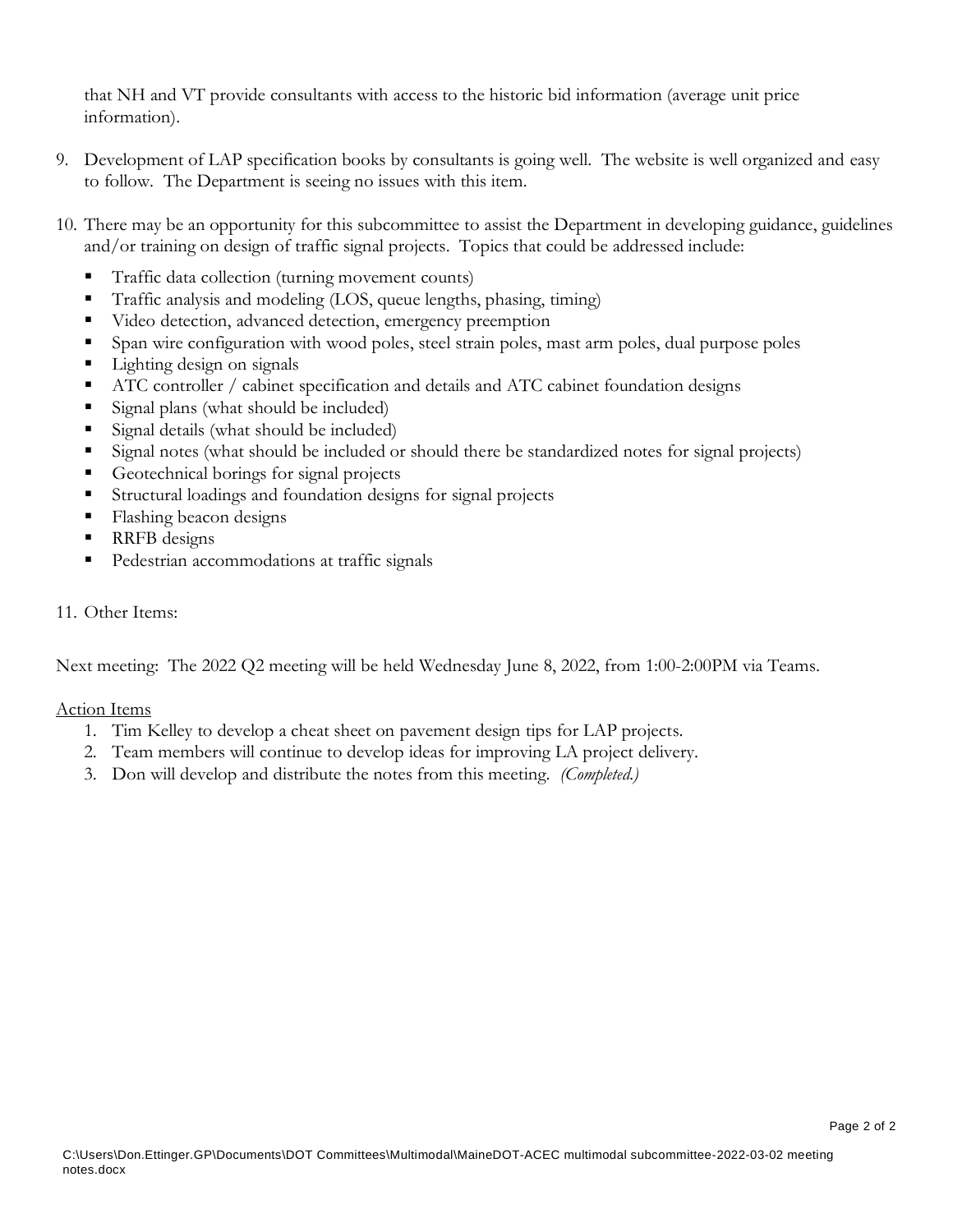that NH and VT provide consultants with access to the historic bid information (average unit price information).

9. Development of LAP specification books by consultants is going well. The website is well organized and easy to follow. The Department is seeing no issues with this item.

10. There may be an opportunity for this subcommittee to assist the Department in developing guidance, guidelines and/or training on design of traffic signal projects. Topics that could be addressed include:

    - Traffic data collection (turning movement counts)
    - Traffic analysis and modeling (LOS, queue lengths, phasing, timing)
    - Video detection, advanced detection, emergency preemption
    - Span wire configuration with wood poles, steel strain poles, mast arm poles, dual purpose poles
    - Lighting design on signals
    - ATC controller / cabinet specification and details and ATC cabinet foundation designs
    - Signal plans (what should be included)
    - Signal details (what should be included)
    - Signal notes (what should be included or should there be standardized notes for signal projects)
    - Geotechnical borings for signal projects
    - Structural loadings and foundation designs for signal projects
    - Flashing beacon designs
    - RRFB designs
    - Pedestrian accommodations at traffic signals

11. Other Items:

Next meeting: The 2022 Q2 meeting will be held Wednesday June 8, 2022, from 1:00-2:00PM via Teams.

Action Items

1. Tim Kelley to develop a cheat sheet on pavement design tips for LAP projects.
2. Team members will continue to develop ideas for improving LA project delivery.
3. Don will develop and distribute the notes from this meeting. *(Completed.)*

C:\Users\Don.Ettinger.GP\Documents\DOT Committees\Multimodal\MaineDOT-ACEC multimodal subcommittee-2022-03-02 meeting notes.docx